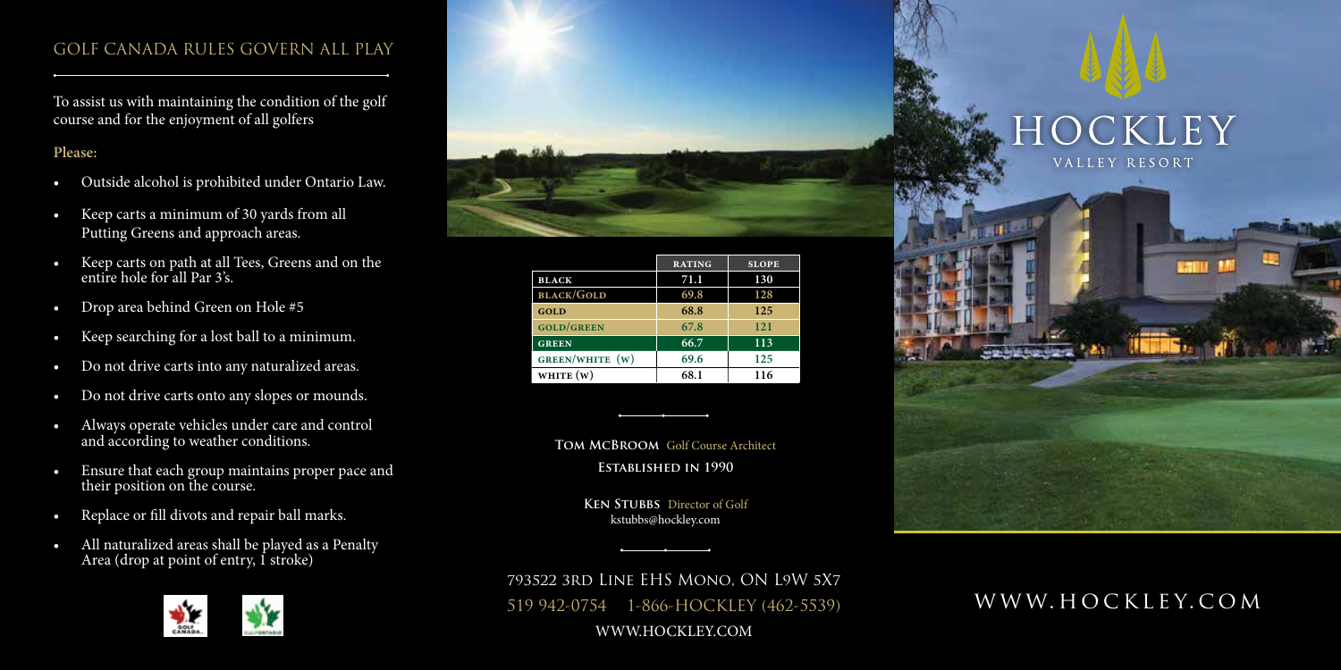## GOLF CANADA RULES GOVERN ALL PLAY

To assist us with maintaining the condition of the golf course and for the enjoyment of all golfers

**Please:**

- Outside alcohol is prohibited under Ontario Law.
- Keep carts a minimum of 30 yards from all Putting Greens and approach areas.
- Keep carts on path at all Tees, Greens and on the entire hole for all Par 3's.
- Drop area behind Green on Hole #5
- Keep searching for a lost ball to a minimum.
- Do not drive carts into any naturalized areas.
- Do not drive carts onto any slopes or mounds.
- Always operate vehicles under care and control and according to weather conditions.
- Ensure that each group maintains proper pace and their position on the course.
- Replace or fill divots and repair ball marks.
- All naturalized areas shall be played as a Penalty Area (drop at point of entry, 1 stroke)

| | RATING | SLOPE |
|---|---|---|
| BLACK | 71.1 | 130 |
| BLACK/GOLD | 69.8 | 128 |
| GOLD | 68.8 | 125 |
| GOLD/GREEN | 67.8 | 121 |
| GREEN | 66.7 | 113 |
| GREEN/WHITE (W) | 69.6 | 125 |
| WHITE (W) | 68.1 | 116 |

**TOM MCBROOM** Golf Course Architect

**ESTABLISHED IN 1990**

**KEN STUBBS** Director of Golf
kstubbs@hockley.com

793522 3RD LINE EHS MONO, ON L9W 5X7
519 942-0754 1-866-HOCKLEY (462-5539)
WWW.HOCKLEY.COM

# HOCKLEY
VALLEY RESORT

WWW.HOCKLEY.COM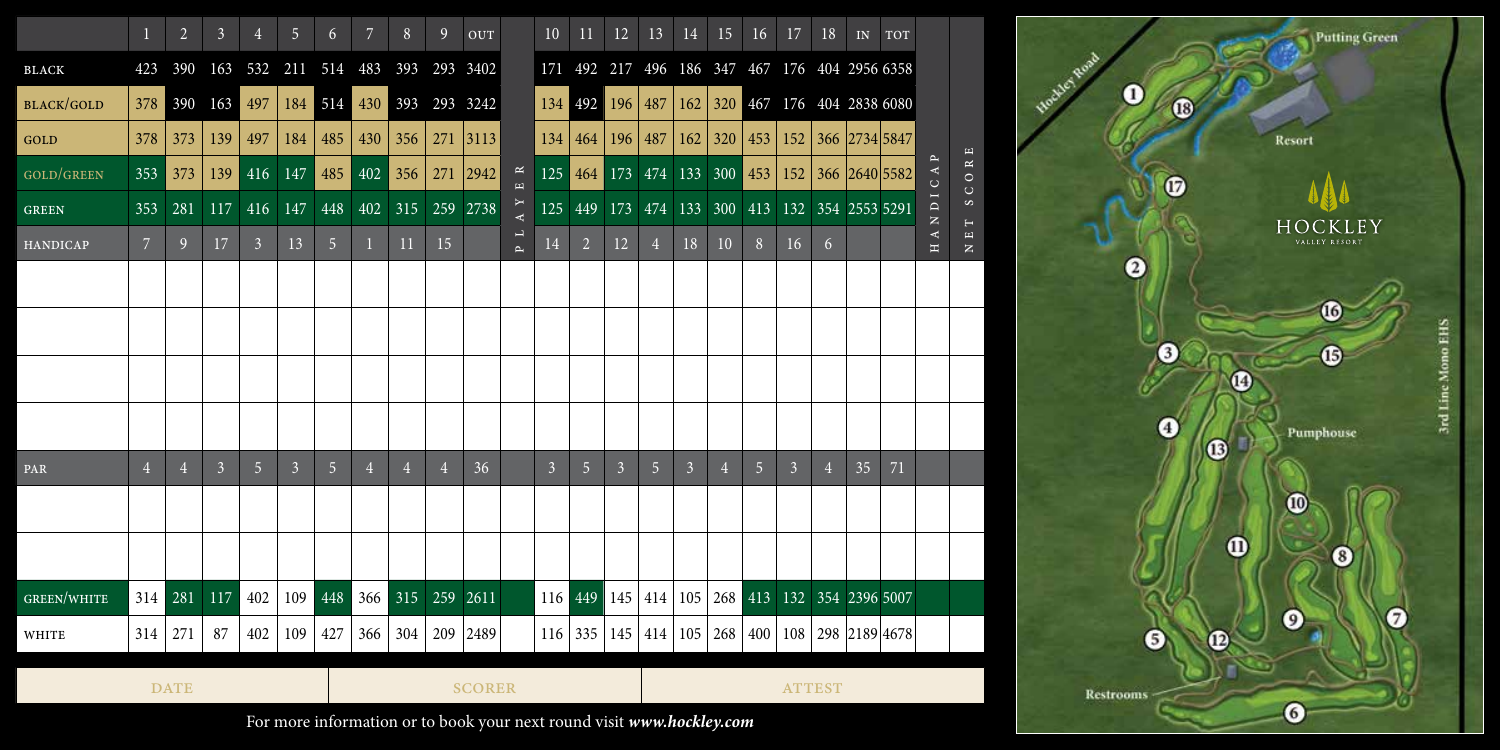| | 1 | 2 | 3 | 4 | 5 | 6 | 7 | 8 | 9 | OUT | PLAYER | 10 | 11 | 12 | 13 | 14 | 15 | 16 | 17 | 18 | IN | TOT | HANDICAP | NET SCORE |
|---|---|---|---|---|---|---|---|---|---|---|---|---|---|---|---|---|---|---|---|---|---|---|---|---|
| BLACK | 423 | 390 | 163 | 532 | 211 | 514 | 483 | 393 | 293 | 3402 | | 171 | 492 | 217 | 496 | 186 | 347 | 467 | 176 | 404 | 2956 | 6358 | | |
| BLACK/GOLD | 378 | 390 | 163 | 497 | 184 | 514 | 430 | 393 | 293 | 3242 | | 134 | 492 | 196 | 487 | 162 | 320 | 467 | 176 | 404 | 2838 | 6080 | | |
| GOLD | 378 | 373 | 139 | 497 | 184 | 485 | 430 | 356 | 271 | 3113 | | 134 | 464 | 196 | 487 | 162 | 320 | 453 | 152 | 366 | 2734 | 5847 | | |
| GOLD/GREEN | 353 | 373 | 139 | 416 | 147 | 485 | 402 | 356 | 271 | 2942 | | 125 | 464 | 173 | 474 | 133 | 300 | 453 | 152 | 366 | 2640 | 5582 | | |
| GREEN | 353 | 281 | 117 | 416 | 147 | 448 | 402 | 315 | 259 | 2738 | | 125 | 449 | 173 | 474 | 133 | 300 | 413 | 132 | 354 | 2553 | 5291 | | |
| HANDICAP | 7 | 9 | 17 | 3 | 13 | 5 | 1 | 11 | 15 | | | 14 | 2 | 12 | 4 | 18 | 10 | 8 | 16 | 6 | | | | |
| | | | | | | | | | | | | | | | | | | | | | | | | |
| | | | | | | | | | | | | | | | | | | | | | | | | |
| | | | | | | | | | | | | | | | | | | | | | | | | |
| | | | | | | | | | | | | | | | | | | | | | | | | |
| PAR | 4 | 4 | 3 | 5 | 3 | 5 | 4 | 4 | 4 | 36 | | 3 | 5 | 3 | 5 | 3 | 4 | 5 | 3 | 4 | 35 | 71 | | |
| | | | | | | | | | | | | | | | | | | | | | | | | |
| | | | | | | | | | | | | | | | | | | | | | | | | |
| GREEN/WHITE | 314 | 281 | 117 | 402 | 109 | 448 | 366 | 315 | 259 | 2611 | | 116 | 449 | 145 | 414 | 105 | 268 | 413 | 132 | 354 | 2396 | 5007 | | |
| WHITE | 314 | 271 | 87 | 402 | 109 | 427 | 366 | 304 | 209 | 2489 | | 116 | 335 | 145 | 414 | 105 | 268 | 400 | 108 | 298 | 2189 | 4678 | | |

| DATE | SCORER | ATTEST |
|---|---|---|
| | | |

For more information or to book your next round visit ***www.hockley.com***

Hockley Road

Putting Green

Resort

HOCKLEY
VALLEY RESORT

3rd Line Mono EHS

Pumphouse

Restrooms

1 2 3 4 5 6 7 8 9 10 11 12 13 14 15 16 17 18